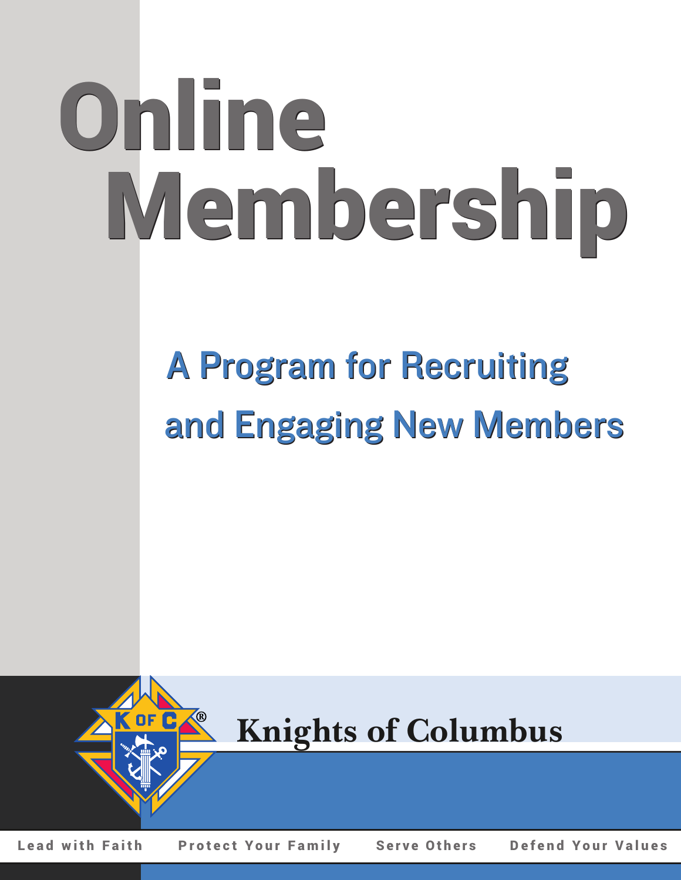# Online Membership

## A Program for Recruiting and Engaging New Members

**Knights of Columbus**

Lead with Faith    Protect Your Family    Serve Others    Defend Your Values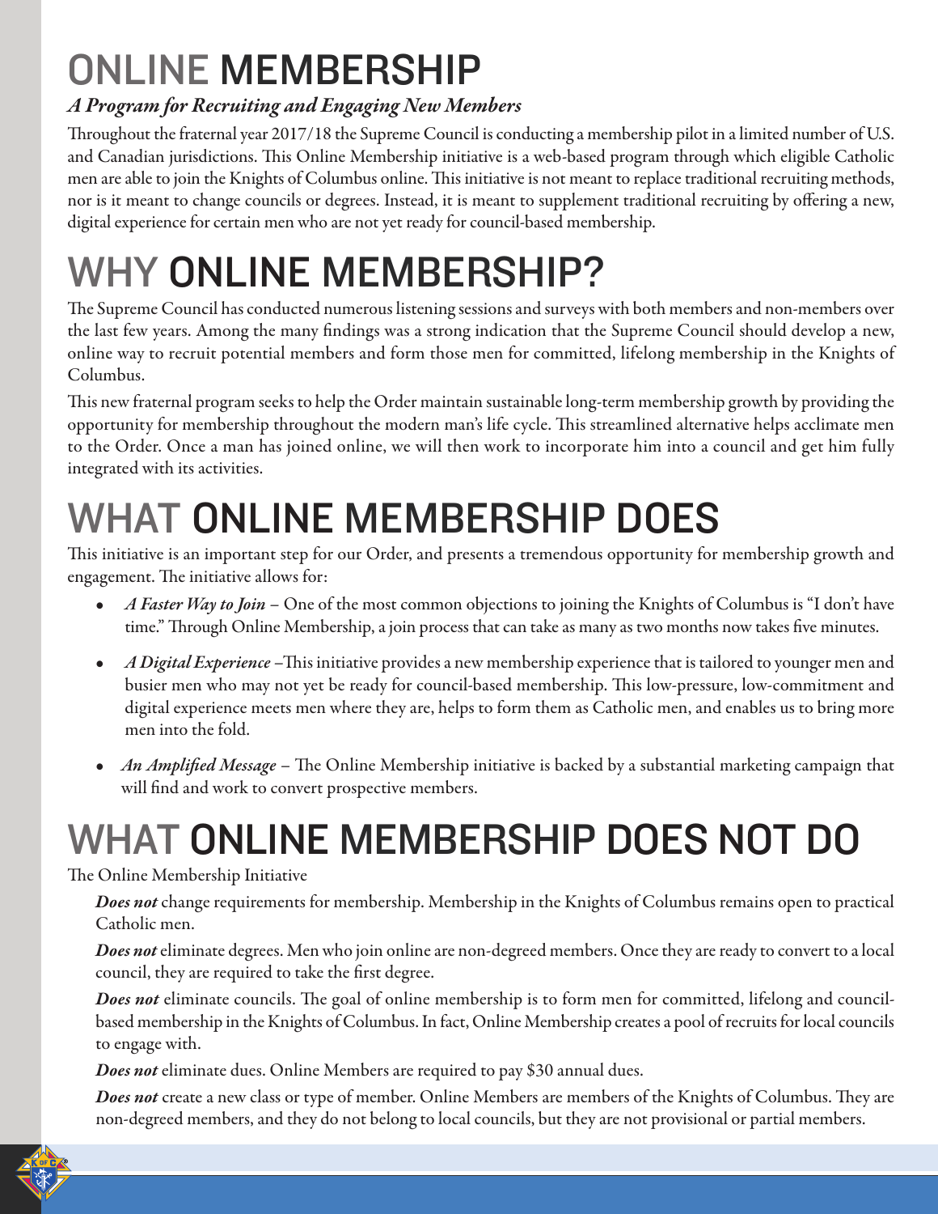# ONLINE MEMBERSHIP

### *A Program for Recruiting and Engaging New Members*

Throughout the fraternal year 2017/18 the Supreme Council is conducting a membership pilot in a limited number of U.S. and Canadian jurisdictions. This Online Membership initiative is a web-based program through which eligible Catholic men are able to join the Knights of Columbus online. This initiative is not meant to replace traditional recruiting methods, nor is it meant to change councils or degrees. Instead, it is meant to supplement traditional recruiting by offering a new, digital experience for certain men who are not yet ready for council-based membership.

# WHY ONLINE MEMBERSHIP?

The Supreme Council has conducted numerous listening sessions and surveys with both members and non-members over the last few years. Among the many findings was a strong indication that the Supreme Council should develop a new, online way to recruit potential members and form those men for committed, lifelong membership in the Knights of Columbus.

This new fraternal program seeks to help the Order maintain sustainable long-term membership growth by providing the opportunity for membership throughout the modern man's life cycle. This streamlined alternative helps acclimate men to the Order. Once a man has joined online, we will then work to incorporate him into a council and get him fully integrated with its activities.

# WHAT ONLINE MEMBERSHIP DOES

This initiative is an important step for our Order, and presents a tremendous opportunity for membership growth and engagement. The initiative allows for:

- *A Faster Way to Join* – One of the most common objections to joining the Knights of Columbus is "I don't have time." Through Online Membership, a join process that can take as many as two months now takes five minutes.
- *A Digital Experience* –This initiative provides a new membership experience that is tailored to younger men and busier men who may not yet be ready for council-based membership. This low-pressure, low-commitment and digital experience meets men where they are, helps to form them as Catholic men, and enables us to bring more men into the fold.
- *An Amplified Message* – The Online Membership initiative is backed by a substantial marketing campaign that will find and work to convert prospective members.

# WHAT ONLINE MEMBERSHIP DOES NOT DO

The Online Membership Initiative

***Does not*** change requirements for membership. Membership in the Knights of Columbus remains open to practical Catholic men.

***Does not*** eliminate degrees. Men who join online are non-degreed members. Once they are ready to convert to a local council, they are required to take the first degree.

***Does not*** eliminate councils. The goal of online membership is to form men for committed, lifelong and council-based membership in the Knights of Columbus. In fact, Online Membership creates a pool of recruits for local councils to engage with.

***Does not*** eliminate dues. Online Members are required to pay $30 annual dues.

***Does not*** create a new class or type of member. Online Members are members of the Knights of Columbus. They are non-degreed members, and they do not belong to local councils, but they are not provisional or partial members.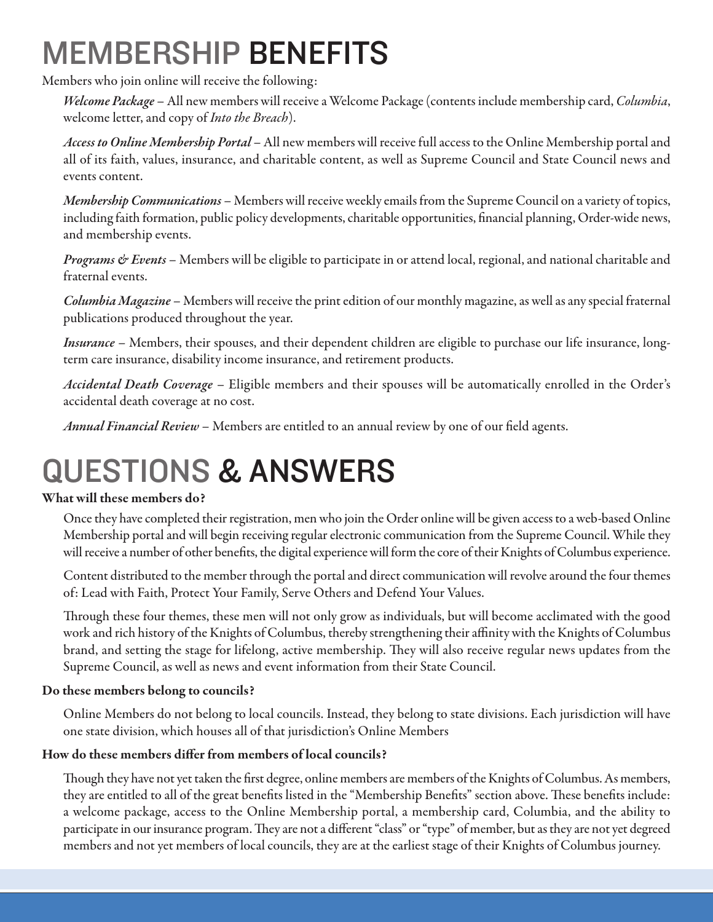# MEMBERSHIP BENEFITS

Members who join online will receive the following:

*Welcome Package* – All new members will receive a Welcome Package (contents include membership card, *Columbia*, welcome letter, and copy of *Into the Breach*).

*Access to Online Membership Portal* – All new members will receive full access to the Online Membership portal and all of its faith, values, insurance, and charitable content, as well as Supreme Council and State Council news and events content.

*Membership Communications* – Members will receive weekly emails from the Supreme Council on a variety of topics, including faith formation, public policy developments, charitable opportunities, financial planning, Order-wide news, and membership events.

*Programs & Events* – Members will be eligible to participate in or attend local, regional, and national charitable and fraternal events.

*Columbia Magazine* – Members will receive the print edition of our monthly magazine, as well as any special fraternal publications produced throughout the year.

*Insurance* – Members, their spouses, and their dependent children are eligible to purchase our life insurance, long-term care insurance, disability income insurance, and retirement products.

*Accidental Death Coverage* – Eligible members and their spouses will be automatically enrolled in the Order's accidental death coverage at no cost.

*Annual Financial Review* – Members are entitled to an annual review by one of our field agents.

# QUESTIONS & ANSWERS

**What will these members do?**

Once they have completed their registration, men who join the Order online will be given access to a web-based Online Membership portal and will begin receiving regular electronic communication from the Supreme Council. While they will receive a number of other benefits, the digital experience will form the core of their Knights of Columbus experience.

Content distributed to the member through the portal and direct communication will revolve around the four themes of: Lead with Faith, Protect Your Family, Serve Others and Defend Your Values.

Through these four themes, these men will not only grow as individuals, but will become acclimated with the good work and rich history of the Knights of Columbus, thereby strengthening their affinity with the Knights of Columbus brand, and setting the stage for lifelong, active membership. They will also receive regular news updates from the Supreme Council, as well as news and event information from their State Council.

**Do these members belong to councils?**

Online Members do not belong to local councils. Instead, they belong to state divisions. Each jurisdiction will have one state division, which houses all of that jurisdiction's Online Members

**How do these members differ from members of local councils?**

Though they have not yet taken the first degree, online members are members of the Knights of Columbus. As members, they are entitled to all of the great benefits listed in the "Membership Benefits" section above. These benefits include: a welcome package, access to the Online Membership portal, a membership card, Columbia, and the ability to participate in our insurance program. They are not a different "class" or "type" of member, but as they are not yet degreed members and not yet members of local councils, they are at the earliest stage of their Knights of Columbus journey.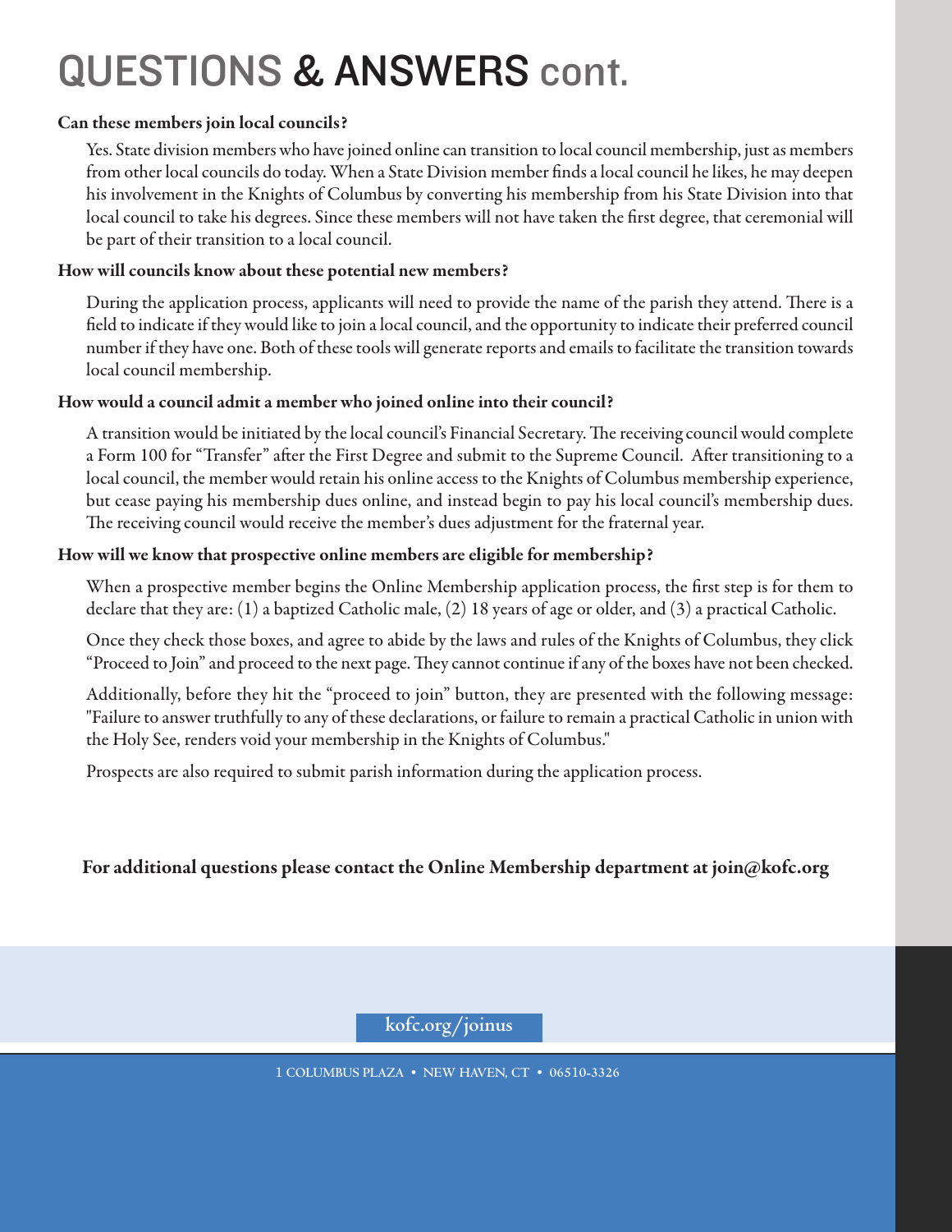# QUESTIONS & ANSWERS cont.

**Can these members join local councils?**

Yes. State division members who have joined online can transition to local council membership, just as members from other local councils do today. When a State Division member finds a local council he likes, he may deepen his involvement in the Knights of Columbus by converting his membership from his State Division into that local council to take his degrees. Since these members will not have taken the first degree, that ceremonial will be part of their transition to a local council.

**How will councils know about these potential new members?**

During the application process, applicants will need to provide the name of the parish they attend. There is a field to indicate if they would like to join a local council, and the opportunity to indicate their preferred council number if they have one. Both of these tools will generate reports and emails to facilitate the transition towards local council membership.

**How would a council admit a member who joined online into their council?**

A transition would be initiated by the local council's Financial Secretary. The receiving council would complete a Form 100 for "Transfer" after the First Degree and submit to the Supreme Council. After transitioning to a local council, the member would retain his online access to the Knights of Columbus membership experience, but cease paying his membership dues online, and instead begin to pay his local council's membership dues. The receiving council would receive the member's dues adjustment for the fraternal year.

**How will we know that prospective online members are eligible for membership?**

When a prospective member begins the Online Membership application process, the first step is for them to declare that they are: (1) a baptized Catholic male, (2) 18 years of age or older, and (3) a practical Catholic.

Once they check those boxes, and agree to abide by the laws and rules of the Knights of Columbus, they click "Proceed to Join" and proceed to the next page. They cannot continue if any of the boxes have not been checked.

Additionally, before they hit the "proceed to join" button, they are presented with the following message: "Failure to answer truthfully to any of these declarations, or failure to remain a practical Catholic in union with the Holy See, renders void your membership in the Knights of Columbus."

Prospects are also required to submit parish information during the application process.

**For additional questions please contact the Online Membership department at join@kofc.org**

**kofc.org/joinus**

1 COLUMBUS PLAZA • NEW HAVEN, CT • 06510-3326